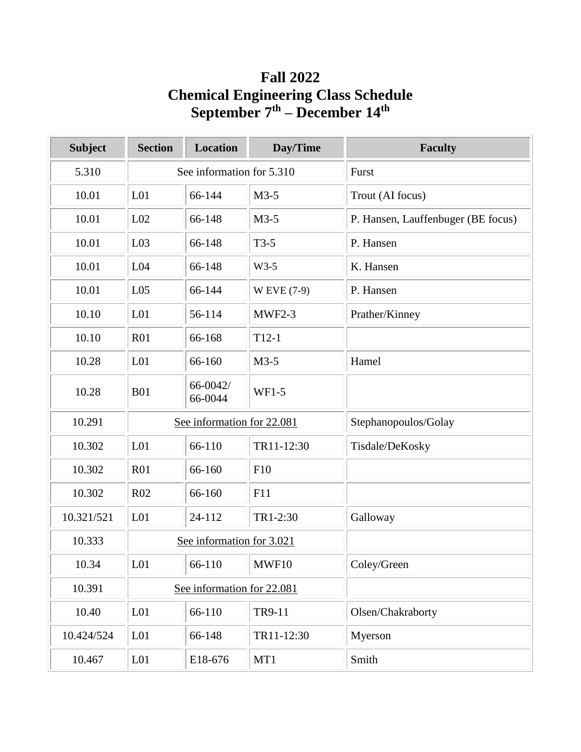# Fall 2022
# Chemical Engineering Class Schedule
# September 7$^{th}$ – December 14$^{th}$

| Subject | Section | Location | Day/Time | Faculty |
|---|---|---|---|---|
| 5.310 | See information for 5.310 | | | Furst |
| 10.01 | L01 | 66-144 | M3-5 | Trout (AI focus) |
| 10.01 | L02 | 66-148 | M3-5 | P. Hansen, Lauffenbuger (BE focus) |
| 10.01 | L03 | 66-148 | T3-5 | P. Hansen |
| 10.01 | L04 | 66-148 | W3-5 | K. Hansen |
| 10.01 | L05 | 66-144 | W EVE (7-9) | P. Hansen |
| 10.10 | L01 | 56-114 | MWF2-3 | Prather/Kinney |
| 10.10 | R01 | 66-168 | T12-1 | |
| 10.28 | L01 | 66-160 | M3-5 | Hamel |
| 10.28 | B01 | 66-0042/ 66-0044 | WF1-5 | |
| 10.291 | See information for 22.081 | | | Stephanopoulos/Golay |
| 10.302 | L01 | 66-110 | TR11-12:30 | Tisdale/DeKosky |
| 10.302 | R01 | 66-160 | F10 | |
| 10.302 | R02 | 66-160 | F11 | |
| 10.321/521 | L01 | 24-112 | TR1-2:30 | Galloway |
| 10.333 | See information for 3.021 | | | |
| 10.34 | L01 | 66-110 | MWF10 | Coley/Green |
| 10.391 | See information for 22.081 | | | |
| 10.40 | L01 | 66-110 | TR9-11 | Olsen/Chakraborty |
| 10.424/524 | L01 | 66-148 | TR11-12:30 | Myerson |
| 10.467 | L01 | E18-676 | MT1 | Smith |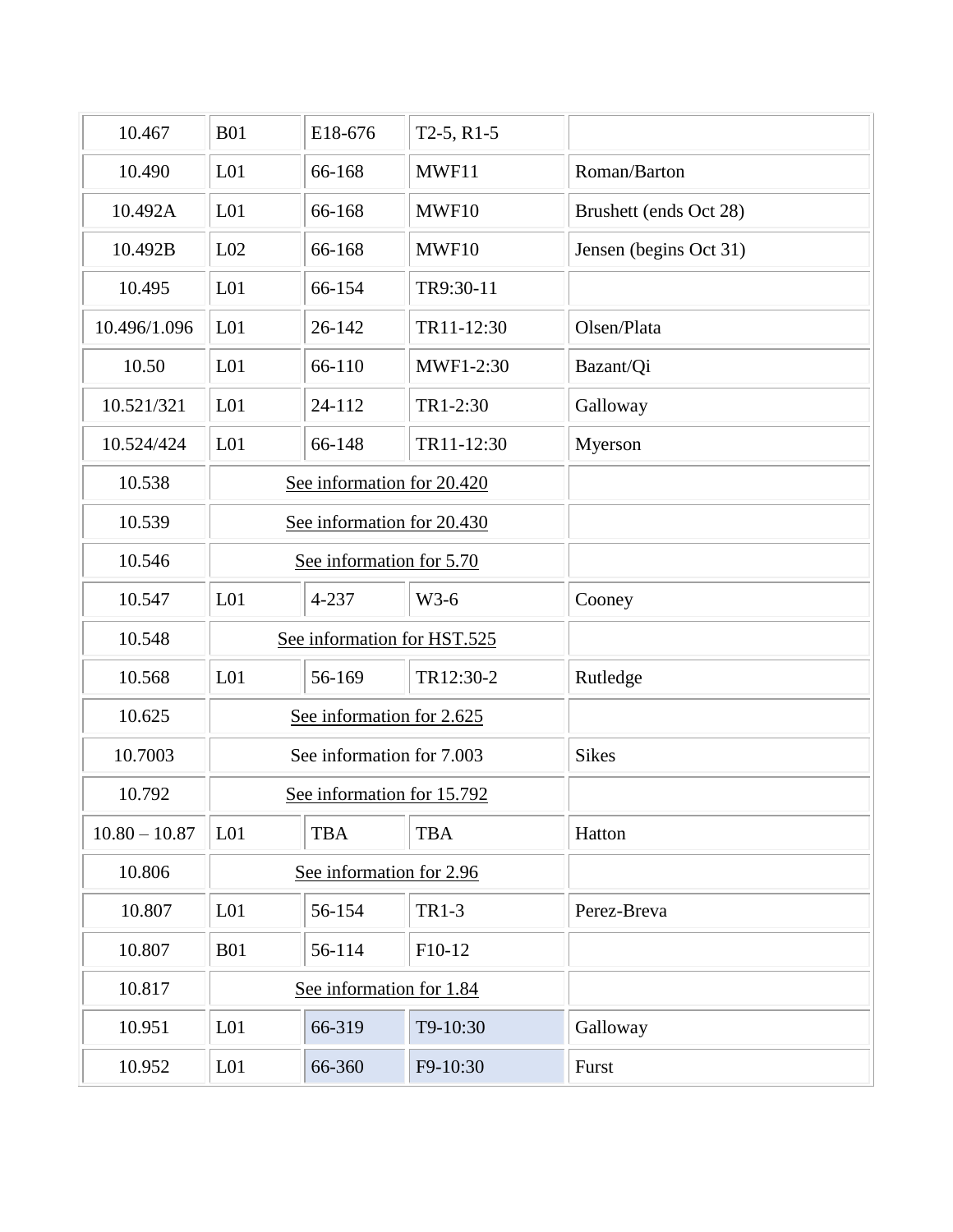| | | | | |
|---|---|---|---|---|
| 10.467 | B01 | E18-676 | T2-5, R1-5 | |
| 10.490 | L01 | 66-168 | MWF11 | Roman/Barton |
| 10.492A | L01 | 66-168 | MWF10 | Brushett (ends Oct 28) |
| 10.492B | L02 | 66-168 | MWF10 | Jensen (begins Oct 31) |
| 10.495 | L01 | 66-154 | TR9:30-11 | |
| 10.496/1.096 | L01 | 26-142 | TR11-12:30 | Olsen/Plata |
| 10.50 | L01 | 66-110 | MWF1-2:30 | Bazant/Qi |
| 10.521/321 | L01 | 24-112 | TR1-2:30 | Galloway |
| 10.524/424 | L01 | 66-148 | TR11-12:30 | Myerson |
| 10.538 | See information for 20.420 | | | |
| 10.539 | See information for 20.430 | | | |
| 10.546 | See information for 5.70 | | | |
| 10.547 | L01 | 4-237 | W3-6 | Cooney |
| 10.548 | See information for HST.525 | | | |
| 10.568 | L01 | 56-169 | TR12:30-2 | Rutledge |
| 10.625 | See information for 2.625 | | | |
| 10.7003 | See information for 7.003 | | | Sikes |
| 10.792 | See information for 15.792 | | | |
| 10.80 – 10.87 | L01 | TBA | TBA | Hatton |
| 10.806 | See information for 2.96 | | | |
| 10.807 | L01 | 56-154 | TR1-3 | Perez-Breva |
| 10.807 | B01 | 56-114 | F10-12 | |
| 10.817 | See information for 1.84 | | | |
| 10.951 | L01 | 66-319 | T9-10:30 | Galloway |
| 10.952 | L01 | 66-360 | F9-10:30 | Furst |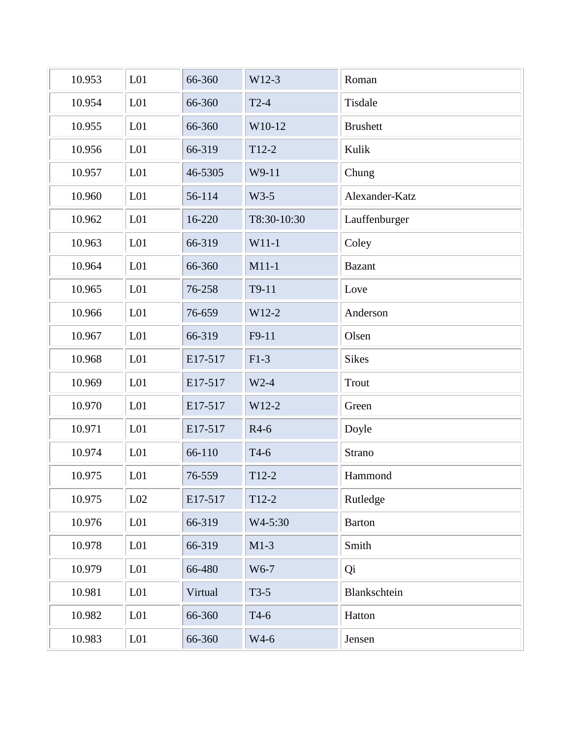| | | | | |
|---|---|---|---|---|
| 10.953 | L01 | 66-360 | W12-3 | Roman |
| 10.954 | L01 | 66-360 | T2-4 | Tisdale |
| 10.955 | L01 | 66-360 | W10-12 | Brushett |
| 10.956 | L01 | 66-319 | T12-2 | Kulik |
| 10.957 | L01 | 46-5305 | W9-11 | Chung |
| 10.960 | L01 | 56-114 | W3-5 | Alexander-Katz |
| 10.962 | L01 | 16-220 | T8:30-10:30 | Lauffenburger |
| 10.963 | L01 | 66-319 | W11-1 | Coley |
| 10.964 | L01 | 66-360 | M11-1 | Bazant |
| 10.965 | L01 | 76-258 | T9-11 | Love |
| 10.966 | L01 | 76-659 | W12-2 | Anderson |
| 10.967 | L01 | 66-319 | F9-11 | Olsen |
| 10.968 | L01 | E17-517 | F1-3 | Sikes |
| 10.969 | L01 | E17-517 | W2-4 | Trout |
| 10.970 | L01 | E17-517 | W12-2 | Green |
| 10.971 | L01 | E17-517 | R4-6 | Doyle |
| 10.974 | L01 | 66-110 | T4-6 | Strano |
| 10.975 | L01 | 76-559 | T12-2 | Hammond |
| 10.975 | L02 | E17-517 | T12-2 | Rutledge |
| 10.976 | L01 | 66-319 | W4-5:30 | Barton |
| 10.978 | L01 | 66-319 | M1-3 | Smith |
| 10.979 | L01 | 66-480 | W6-7 | Qi |
| 10.981 | L01 | Virtual | T3-5 | Blankschtein |
| 10.982 | L01 | 66-360 | T4-6 | Hatton |
| 10.983 | L01 | 66-360 | W4-6 | Jensen |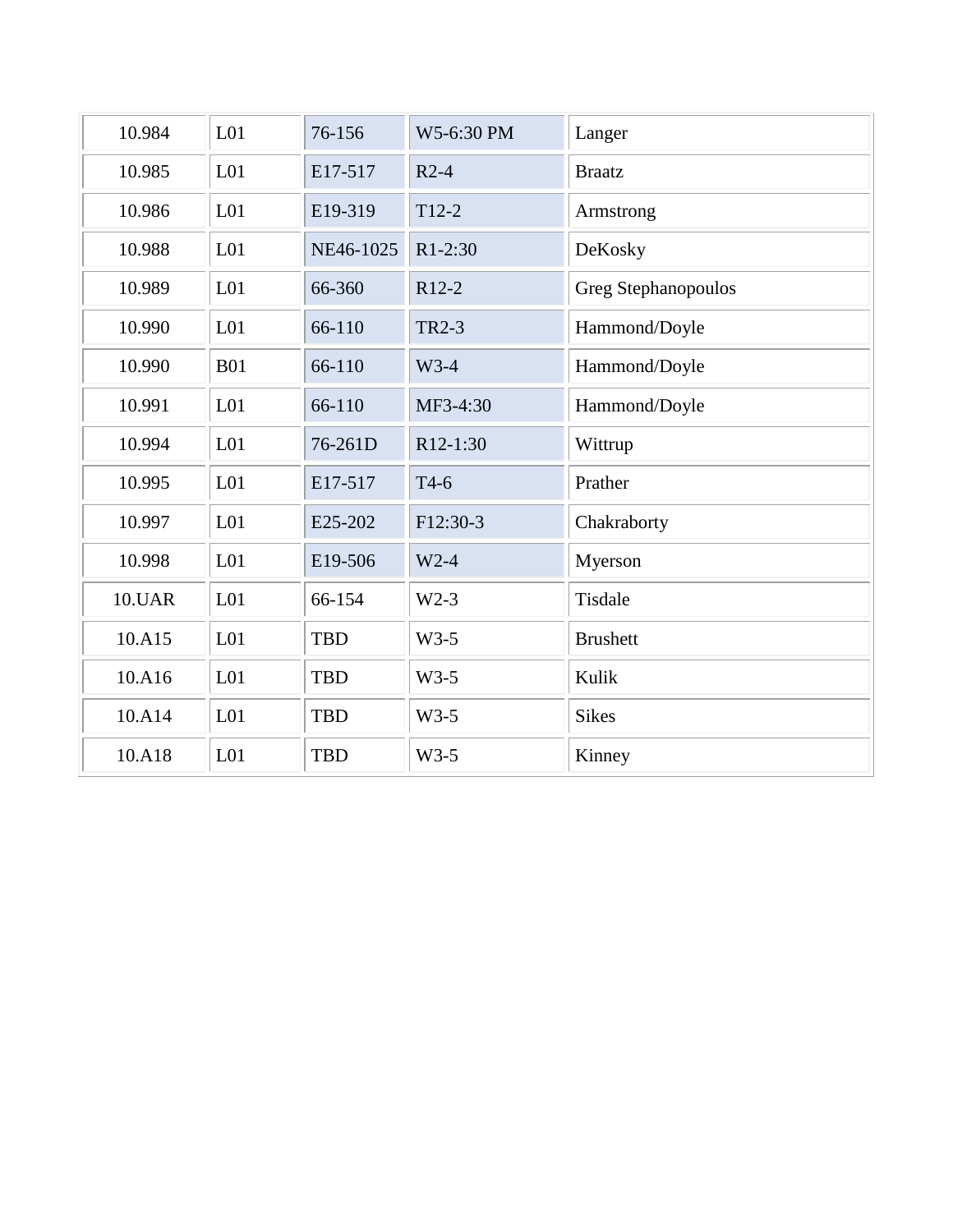| | | | | |
|---|---|---|---|---|
| 10.984 | L01 | 76-156 | W5-6:30 PM | Langer |
| 10.985 | L01 | E17-517 | R2-4 | Braatz |
| 10.986 | L01 | E19-319 | T12-2 | Armstrong |
| 10.988 | L01 | NE46-1025 | R1-2:30 | DeKosky |
| 10.989 | L01 | 66-360 | R12-2 | Greg Stephanopoulos |
| 10.990 | L01 | 66-110 | TR2-3 | Hammond/Doyle |
| 10.990 | B01 | 66-110 | W3-4 | Hammond/Doyle |
| 10.991 | L01 | 66-110 | MF3-4:30 | Hammond/Doyle |
| 10.994 | L01 | 76-261D | R12-1:30 | Wittrup |
| 10.995 | L01 | E17-517 | T4-6 | Prather |
| 10.997 | L01 | E25-202 | F12:30-3 | Chakraborty |
| 10.998 | L01 | E19-506 | W2-4 | Myerson |
| 10.UAR | L01 | 66-154 | W2-3 | Tisdale |
| 10.A15 | L01 | TBD | W3-5 | Brushett |
| 10.A16 | L01 | TBD | W3-5 | Kulik |
| 10.A14 | L01 | TBD | W3-5 | Sikes |
| 10.A18 | L01 | TBD | W3-5 | Kinney |